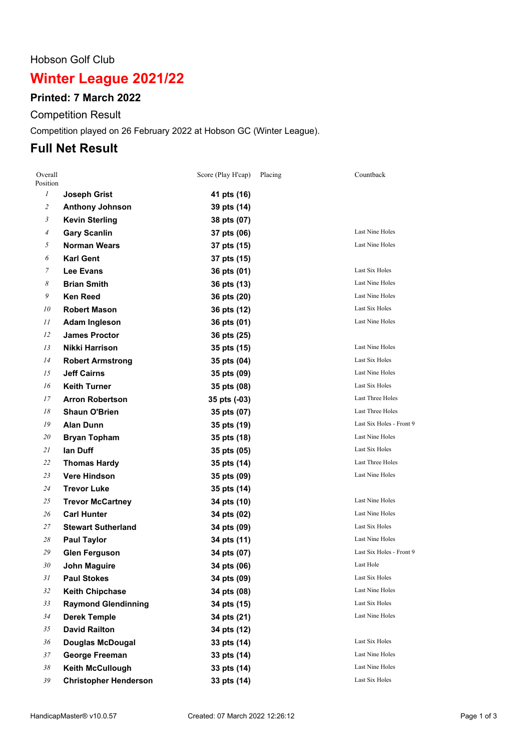Hobson Golf Club

# Winter League 2021/22

## Printed: 7 March 2022

Competition Result

Competition played on 26 February 2022 at Hobson GC (Winter League).

## Full Net Result

| Overall Position | | Score (Play H'cap) | Placing | Countback |
|---|---|---|---|---|
| 1 | **Joseph Grist** | **41 pts (16)** | | |
| 2 | **Anthony Johnson** | **39 pts (14)** | | |
| 3 | **Kevin Sterling** | **38 pts (07)** | | |
| 4 | **Gary Scanlin** | **37 pts (06)** | | Last Nine Holes |
| 5 | **Norman Wears** | **37 pts (15)** | | Last Nine Holes |
| 6 | **Karl Gent** | **37 pts (15)** | | |
| 7 | **Lee Evans** | **36 pts (01)** | | Last Six Holes |
| 8 | **Brian Smith** | **36 pts (13)** | | Last Nine Holes |
| 9 | **Ken Reed** | **36 pts (20)** | | Last Nine Holes |
| 10 | **Robert Mason** | **36 pts (12)** | | Last Six Holes |
| 11 | **Adam Ingleson** | **36 pts (01)** | | Last Nine Holes |
| 12 | **James Proctor** | **36 pts (25)** | | |
| 13 | **Nikki Harrison** | **35 pts (15)** | | Last Nine Holes |
| 14 | **Robert Armstrong** | **35 pts (04)** | | Last Six Holes |
| 15 | **Jeff Cairns** | **35 pts (09)** | | Last Nine Holes |
| 16 | **Keith Turner** | **35 pts (08)** | | Last Six Holes |
| 17 | **Arron Robertson** | **35 pts (-03)** | | Last Three Holes |
| 18 | **Shaun O'Brien** | **35 pts (07)** | | Last Three Holes |
| 19 | **Alan Dunn** | **35 pts (19)** | | Last Six Holes - Front 9 |
| 20 | **Bryan Topham** | **35 pts (18)** | | Last Nine Holes |
| 21 | **Ian Duff** | **35 pts (05)** | | Last Six Holes |
| 22 | **Thomas Hardy** | **35 pts (14)** | | Last Three Holes |
| 23 | **Vere Hindson** | **35 pts (09)** | | Last Nine Holes |
| 24 | **Trevor Luke** | **35 pts (14)** | | |
| 25 | **Trevor McCartney** | **34 pts (10)** | | Last Nine Holes |
| 26 | **Carl Hunter** | **34 pts (02)** | | Last Nine Holes |
| 27 | **Stewart Sutherland** | **34 pts (09)** | | Last Six Holes |
| 28 | **Paul Taylor** | **34 pts (11)** | | Last Nine Holes |
| 29 | **Glen Ferguson** | **34 pts (07)** | | Last Six Holes - Front 9 |
| 30 | **John Maguire** | **34 pts (06)** | | Last Hole |
| 31 | **Paul Stokes** | **34 pts (09)** | | Last Six Holes |
| 32 | **Keith Chipchase** | **34 pts (08)** | | Last Nine Holes |
| 33 | **Raymond Glendinning** | **34 pts (15)** | | Last Six Holes |
| 34 | **Derek Temple** | **34 pts (21)** | | Last Nine Holes |
| 35 | **David Railton** | **34 pts (12)** | | |
| 36 | **Douglas McDougal** | **33 pts (14)** | | Last Six Holes |
| 37 | **George Freeman** | **33 pts (14)** | | Last Nine Holes |
| 38 | **Keith McCullough** | **33 pts (14)** | | Last Nine Holes |
| 39 | **Christopher Henderson** | **33 pts (14)** | | Last Six Holes |

HandicapMaster® v10.0.57 Created: 07 March 2022 12:26:12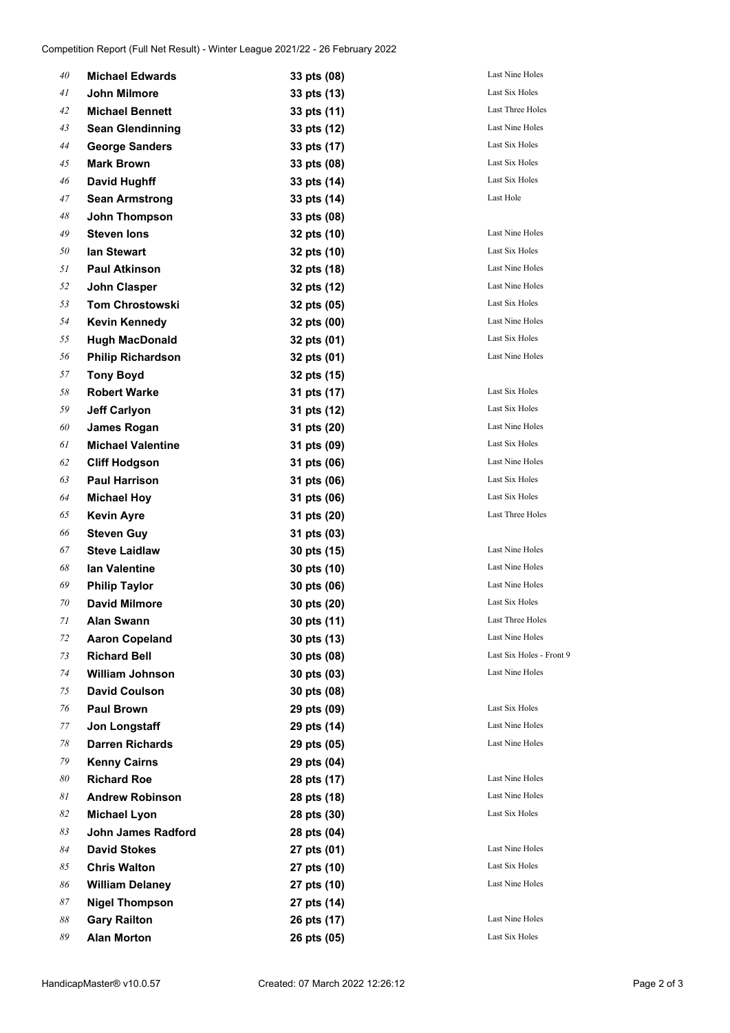Competition Report (Full Net Result) - Winter League 2021/22 - 26 February 2022

| Pos | Name | Score | Countback |
|---|---|---|---|
| 40 | **Michael Edwards** | **33 pts (08)** | Last Nine Holes |
| 41 | **John Milmore** | **33 pts (13)** | Last Six Holes |
| 42 | **Michael Bennett** | **33 pts (11)** | Last Three Holes |
| 43 | **Sean Glendinning** | **33 pts (12)** | Last Nine Holes |
| 44 | **George Sanders** | **33 pts (17)** | Last Six Holes |
| 45 | **Mark Brown** | **33 pts (08)** | Last Six Holes |
| 46 | **David Hughff** | **33 pts (14)** | Last Six Holes |
| 47 | **Sean Armstrong** | **33 pts (14)** | Last Hole |
| 48 | **John Thompson** | **33 pts (08)** | |
| 49 | **Steven Ions** | **32 pts (10)** | Last Nine Holes |
| 50 | **Ian Stewart** | **32 pts (10)** | Last Six Holes |
| 51 | **Paul Atkinson** | **32 pts (18)** | Last Nine Holes |
| 52 | **John Clasper** | **32 pts (12)** | Last Nine Holes |
| 53 | **Tom Chrostowski** | **32 pts (05)** | Last Six Holes |
| 54 | **Kevin Kennedy** | **32 pts (00)** | Last Nine Holes |
| 55 | **Hugh MacDonald** | **32 pts (01)** | Last Six Holes |
| 56 | **Philip Richardson** | **32 pts (01)** | Last Nine Holes |
| 57 | **Tony Boyd** | **32 pts (15)** | |
| 58 | **Robert Warke** | **31 pts (17)** | Last Six Holes |
| 59 | **Jeff Carlyon** | **31 pts (12)** | Last Six Holes |
| 60 | **James Rogan** | **31 pts (20)** | Last Nine Holes |
| 61 | **Michael Valentine** | **31 pts (09)** | Last Six Holes |
| 62 | **Cliff Hodgson** | **31 pts (06)** | Last Nine Holes |
| 63 | **Paul Harrison** | **31 pts (06)** | Last Six Holes |
| 64 | **Michael Hoy** | **31 pts (06)** | Last Six Holes |
| 65 | **Kevin Ayre** | **31 pts (20)** | Last Three Holes |
| 66 | **Steven Guy** | **31 pts (03)** | |
| 67 | **Steve Laidlaw** | **30 pts (15)** | Last Nine Holes |
| 68 | **Ian Valentine** | **30 pts (10)** | Last Nine Holes |
| 69 | **Philip Taylor** | **30 pts (06)** | Last Nine Holes |
| 70 | **David Milmore** | **30 pts (20)** | Last Six Holes |
| 71 | **Alan Swann** | **30 pts (11)** | Last Three Holes |
| 72 | **Aaron Copeland** | **30 pts (13)** | Last Nine Holes |
| 73 | **Richard Bell** | **30 pts (08)** | Last Six Holes - Front 9 |
| 74 | **William Johnson** | **30 pts (03)** | Last Nine Holes |
| 75 | **David Coulson** | **30 pts (08)** | |
| 76 | **Paul Brown** | **29 pts (09)** | Last Six Holes |
| 77 | **Jon Longstaff** | **29 pts (14)** | Last Nine Holes |
| 78 | **Darren Richards** | **29 pts (05)** | Last Nine Holes |
| 79 | **Kenny Cairns** | **29 pts (04)** | |
| 80 | **Richard Roe** | **28 pts (17)** | Last Nine Holes |
| 81 | **Andrew Robinson** | **28 pts (18)** | Last Nine Holes |
| 82 | **Michael Lyon** | **28 pts (30)** | Last Six Holes |
| 83 | **John James Radford** | **28 pts (04)** | |
| 84 | **David Stokes** | **27 pts (01)** | Last Nine Holes |
| 85 | **Chris Walton** | **27 pts (10)** | Last Six Holes |
| 86 | **William Delaney** | **27 pts (10)** | Last Nine Holes |
| 87 | **Nigel Thompson** | **27 pts (14)** | |
| 88 | **Gary Railton** | **26 pts (17)** | Last Nine Holes |
| 89 | **Alan Morton** | **26 pts (05)** | Last Six Holes |

HandicapMaster® v10.0.57 Created: 07 March 2022 12:26:12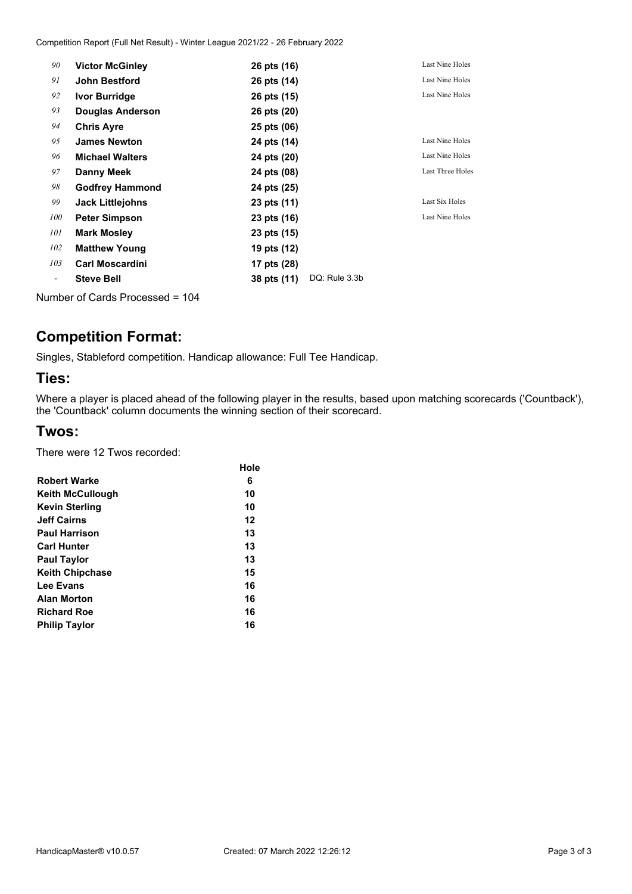| | | | | |
|---|---|---|---|---|
| *90* | **Victor McGinley** | **26 pts (16)** | | Last Nine Holes |
| *91* | **John Bestford** | **26 pts (14)** | | Last Nine Holes |
| *92* | **Ivor Burridge** | **26 pts (15)** | | Last Nine Holes |
| *93* | **Douglas Anderson** | **26 pts (20)** | | |
| *94* | **Chris Ayre** | **25 pts (06)** | | |
| *95* | **James Newton** | **24 pts (14)** | | Last Nine Holes |
| *96* | **Michael Walters** | **24 pts (20)** | | Last Nine Holes |
| *97* | **Danny Meek** | **24 pts (08)** | | Last Three Holes |
| *98* | **Godfrey Hammond** | **24 pts (25)** | | |
| *99* | **Jack Littlejohns** | **23 pts (11)** | | Last Six Holes |
| *100* | **Peter Simpson** | **23 pts (16)** | | Last Nine Holes |
| *101* | **Mark Mosley** | **23 pts (15)** | | |
| *102* | **Matthew Young** | **19 pts (12)** | | |
| *103* | **Carl Moscardini** | **17 pts (28)** | | |
| - | **Steve Bell** | **38 pts (11)** | DQ: Rule 3.3b | |

Number of Cards Processed = 104

## Competition Format:

Singles, Stableford competition. Handicap allowance: Full Tee Handicap.

## Ties:

Where a player is placed ahead of the following player in the results, based upon matching scorecards ('Countback'), the 'Countback' column documents the winning section of their scorecard.

## Twos:

There were 12 Twos recorded:

| | Hole |
|---|---|
| **Robert Warke** | **6** |
| **Keith McCullough** | **10** |
| **Kevin Sterling** | **10** |
| **Jeff Cairns** | **12** |
| **Paul Harrison** | **13** |
| **Carl Hunter** | **13** |
| **Paul Taylor** | **13** |
| **Keith Chipchase** | **15** |
| **Lee Evans** | **16** |
| **Alan Morton** | **16** |
| **Richard Roe** | **16** |
| **Philip Taylor** | **16** |